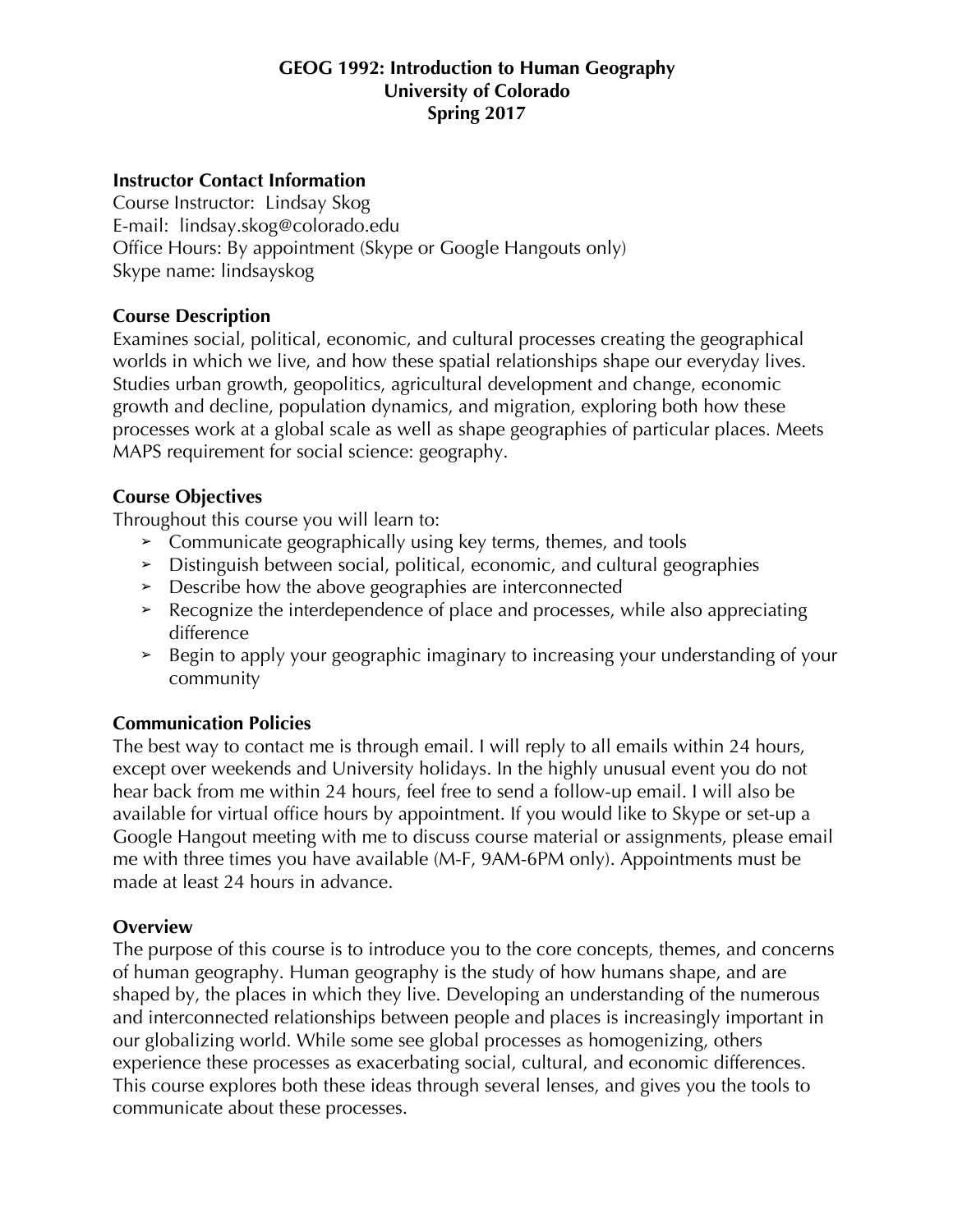**GEOG 1992: Introduction to Human Geography**
**University of Colorado**
**Spring 2017**

### Instructor Contact Information

Course Instructor: Lindsay Skog
E-mail: lindsay.skog@colorado.edu
Office Hours: By appointment (Skype or Google Hangouts only)
Skype name: lindsayskog

### Course Description

Examines social, political, economic, and cultural processes creating the geographical worlds in which we live, and how these spatial relationships shape our everyday lives. Studies urban growth, geopolitics, agricultural development and change, economic growth and decline, population dynamics, and migration, exploring both how these processes work at a global scale as well as shape geographies of particular places. Meets MAPS requirement for social science: geography.

### Course Objectives

Throughout this course you will learn to:

- Communicate geographically using key terms, themes, and tools
- Distinguish between social, political, economic, and cultural geographies
- Describe how the above geographies are interconnected
- Recognize the interdependence of place and processes, while also appreciating difference
- Begin to apply your geographic imaginary to increasing your understanding of your community

### Communication Policies

The best way to contact me is through email. I will reply to all emails within 24 hours, except over weekends and University holidays. In the highly unusual event you do not hear back from me within 24 hours, feel free to send a follow-up email. I will also be available for virtual office hours by appointment. If you would like to Skype or set-up a Google Hangout meeting with me to discuss course material or assignments, please email me with three times you have available (M-F, 9AM-6PM only). Appointments must be made at least 24 hours in advance.

### Overview

The purpose of this course is to introduce you to the core concepts, themes, and concerns of human geography. Human geography is the study of how humans shape, and are shaped by, the places in which they live. Developing an understanding of the numerous and interconnected relationships between people and places is increasingly important in our globalizing world. While some see global processes as homogenizing, others experience these processes as exacerbating social, cultural, and economic differences. This course explores both these ideas through several lenses, and gives you the tools to communicate about these processes.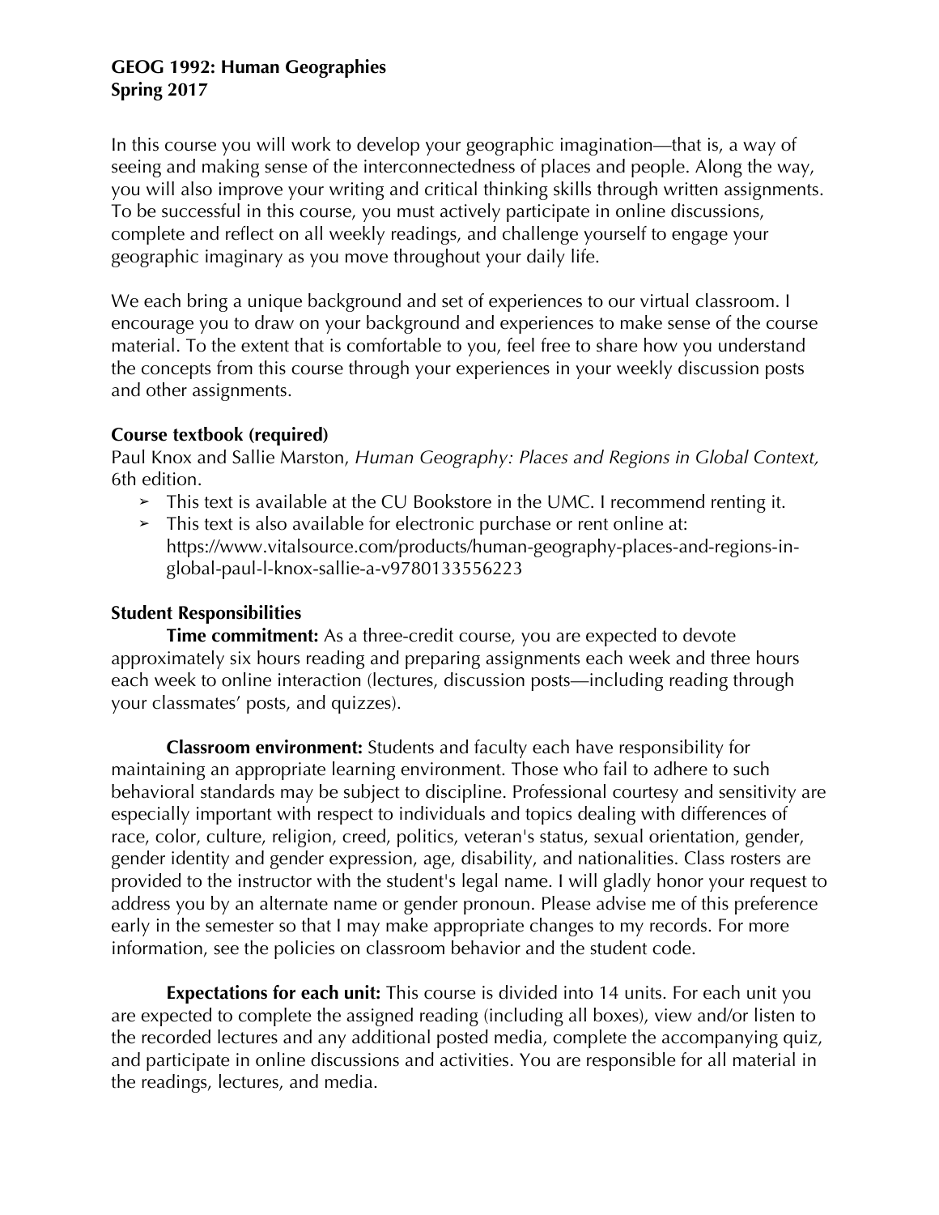**GEOG 1992: Human Geographies**
**Spring 2017**

In this course you will work to develop your geographic imagination—that is, a way of seeing and making sense of the interconnectedness of places and people. Along the way, you will also improve your writing and critical thinking skills through written assignments. To be successful in this course, you must actively participate in online discussions, complete and reflect on all weekly readings, and challenge yourself to engage your geographic imaginary as you move throughout your daily life.

We each bring a unique background and set of experiences to our virtual classroom. I encourage you to draw on your background and experiences to make sense of the course material. To the extent that is comfortable to you, feel free to share how you understand the concepts from this course through your experiences in your weekly discussion posts and other assignments.

**Course textbook (required)**
Paul Knox and Sallie Marston, *Human Geography: Places and Regions in Global Context,* 6th edition.

- ➢ This text is available at the CU Bookstore in the UMC. I recommend renting it.
- ➢ This text is also available for electronic purchase or rent online at: https://www.vitalsource.com/products/human-geography-places-and-regions-in-global-paul-l-knox-sallie-a-v9780133556223

**Student Responsibilities**

**Time commitment:** As a three-credit course, you are expected to devote approximately six hours reading and preparing assignments each week and three hours each week to online interaction (lectures, discussion posts—including reading through your classmates' posts, and quizzes).

**Classroom environment:** Students and faculty each have responsibility for maintaining an appropriate learning environment. Those who fail to adhere to such behavioral standards may be subject to discipline. Professional courtesy and sensitivity are especially important with respect to individuals and topics dealing with differences of race, color, culture, religion, creed, politics, veteran's status, sexual orientation, gender, gender identity and gender expression, age, disability, and nationalities. Class rosters are provided to the instructor with the student's legal name. I will gladly honor your request to address you by an alternate name or gender pronoun. Please advise me of this preference early in the semester so that I may make appropriate changes to my records. For more information, see the policies on classroom behavior and the student code.

**Expectations for each unit:** This course is divided into 14 units. For each unit you are expected to complete the assigned reading (including all boxes), view and/or listen to the recorded lectures and any additional posted media, complete the accompanying quiz, and participate in online discussions and activities. You are responsible for all material in the readings, lectures, and media.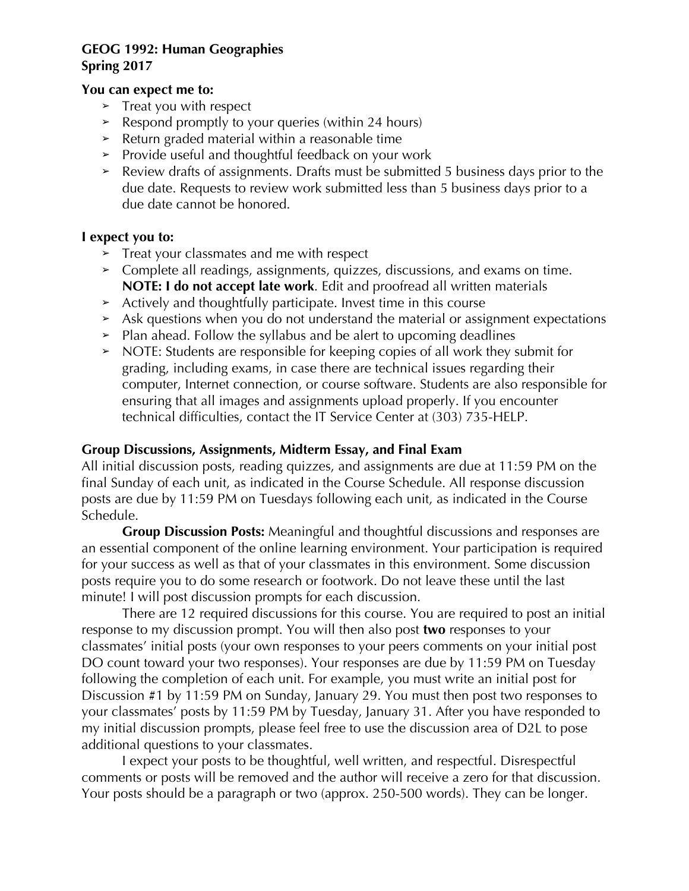**GEOG 1992: Human Geographies**
**Spring 2017**

**You can expect me to:**

- Treat you with respect
- Respond promptly to your queries (within 24 hours)
- Return graded material within a reasonable time
- Provide useful and thoughtful feedback on your work
- Review drafts of assignments. Drafts must be submitted 5 business days prior to the due date. Requests to review work submitted less than 5 business days prior to a due date cannot be honored.

**I expect you to:**

- Treat your classmates and me with respect
- Complete all readings, assignments, quizzes, discussions, and exams on time. **NOTE: I do not accept late work**. Edit and proofread all written materials
- Actively and thoughtfully participate. Invest time in this course
- Ask questions when you do not understand the material or assignment expectations
- Plan ahead. Follow the syllabus and be alert to upcoming deadlines
- NOTE: Students are responsible for keeping copies of all work they submit for grading, including exams, in case there are technical issues regarding their computer, Internet connection, or course software. Students are also responsible for ensuring that all images and assignments upload properly. If you encounter technical difficulties, contact the IT Service Center at (303) 735-HELP.

**Group Discussions, Assignments, Midterm Essay, and Final Exam**

All initial discussion posts, reading quizzes, and assignments are due at 11:59 PM on the final Sunday of each unit, as indicated in the Course Schedule. All response discussion posts are due by 11:59 PM on Tuesdays following each unit, as indicated in the Course Schedule.

**Group Discussion Posts:** Meaningful and thoughtful discussions and responses are an essential component of the online learning environment. Your participation is required for your success as well as that of your classmates in this environment. Some discussion posts require you to do some research or footwork. Do not leave these until the last minute! I will post discussion prompts for each discussion.

There are 12 required discussions for this course. You are required to post an initial response to my discussion prompt. You will then also post **two** responses to your classmates' initial posts (your own responses to your peers comments on your initial post DO count toward your two responses). Your responses are due by 11:59 PM on Tuesday following the completion of each unit. For example, you must write an initial post for Discussion #1 by 11:59 PM on Sunday, January 29. You must then post two responses to your classmates' posts by 11:59 PM by Tuesday, January 31. After you have responded to my initial discussion prompts, please feel free to use the discussion area of D2L to pose additional questions to your classmates.

I expect your posts to be thoughtful, well written, and respectful. Disrespectful comments or posts will be removed and the author will receive a zero for that discussion. Your posts should be a paragraph or two (approx. 250-500 words). They can be longer.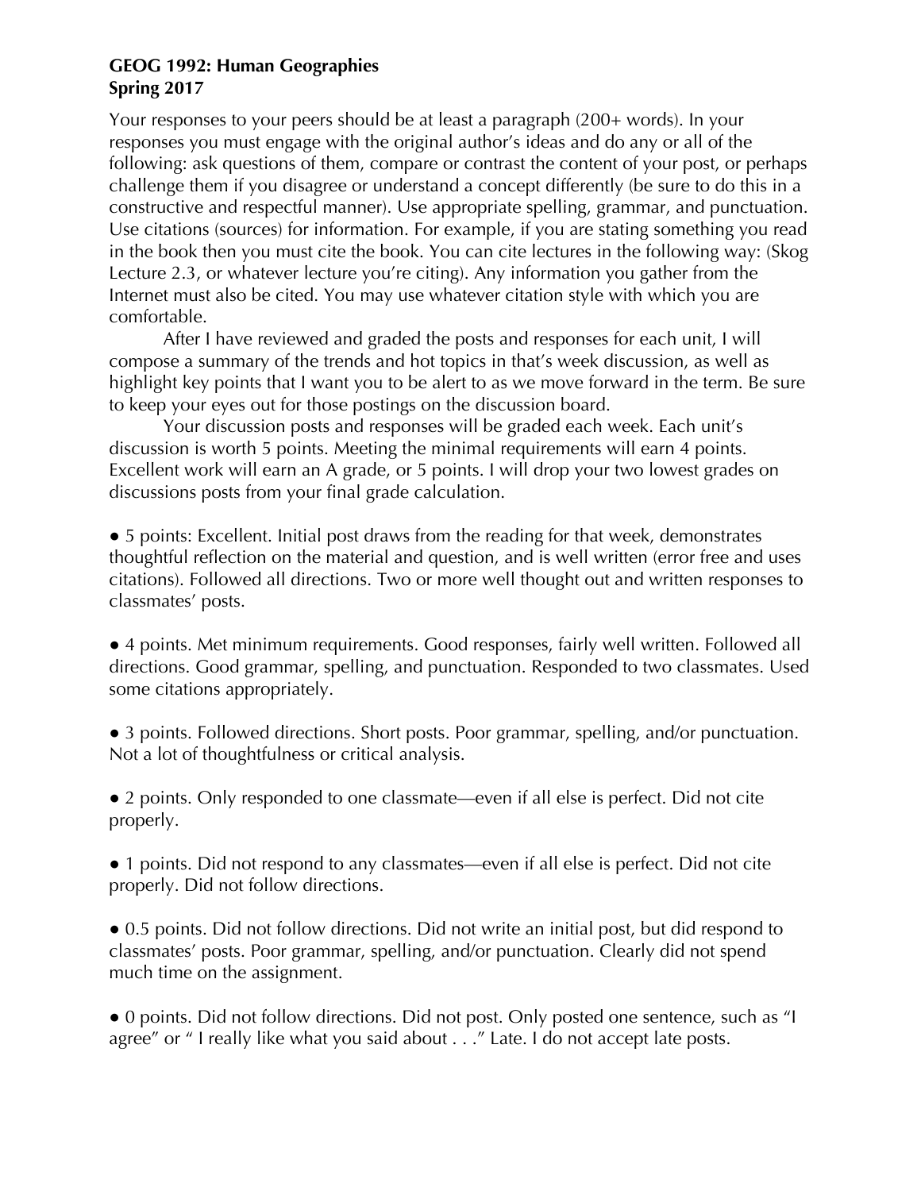**GEOG 1992: Human Geographies**
**Spring 2017**

Your responses to your peers should be at least a paragraph (200+ words). In your responses you must engage with the original author's ideas and do any or all of the following: ask questions of them, compare or contrast the content of your post, or perhaps challenge them if you disagree or understand a concept differently (be sure to do this in a constructive and respectful manner). Use appropriate spelling, grammar, and punctuation. Use citations (sources) for information. For example, if you are stating something you read in the book then you must cite the book. You can cite lectures in the following way: (Skog Lecture 2.3, or whatever lecture you're citing). Any information you gather from the Internet must also be cited. You may use whatever citation style with which you are comfortable.

After I have reviewed and graded the posts and responses for each unit, I will compose a summary of the trends and hot topics in that's week discussion, as well as highlight key points that I want you to be alert to as we move forward in the term. Be sure to keep your eyes out for those postings on the discussion board.

Your discussion posts and responses will be graded each week. Each unit's discussion is worth 5 points. Meeting the minimal requirements will earn 4 points. Excellent work will earn an A grade, or 5 points. I will drop your two lowest grades on discussions posts from your final grade calculation.

- 5 points: Excellent. Initial post draws from the reading for that week, demonstrates thoughtful reflection on the material and question, and is well written (error free and uses citations). Followed all directions. Two or more well thought out and written responses to classmates' posts.

- 4 points. Met minimum requirements. Good responses, fairly well written. Followed all directions. Good grammar, spelling, and punctuation. Responded to two classmates. Used some citations appropriately.

- 3 points. Followed directions. Short posts. Poor grammar, spelling, and/or punctuation. Not a lot of thoughtfulness or critical analysis.

- 2 points. Only responded to one classmate—even if all else is perfect. Did not cite properly.

- 1 points. Did not respond to any classmates—even if all else is perfect. Did not cite properly. Did not follow directions.

- 0.5 points. Did not follow directions. Did not write an initial post, but did respond to classmates' posts. Poor grammar, spelling, and/or punctuation. Clearly did not spend much time on the assignment.

- 0 points. Did not follow directions. Did not post. Only posted one sentence, such as "I agree" or " I really like what you said about . . ." Late. I do not accept late posts.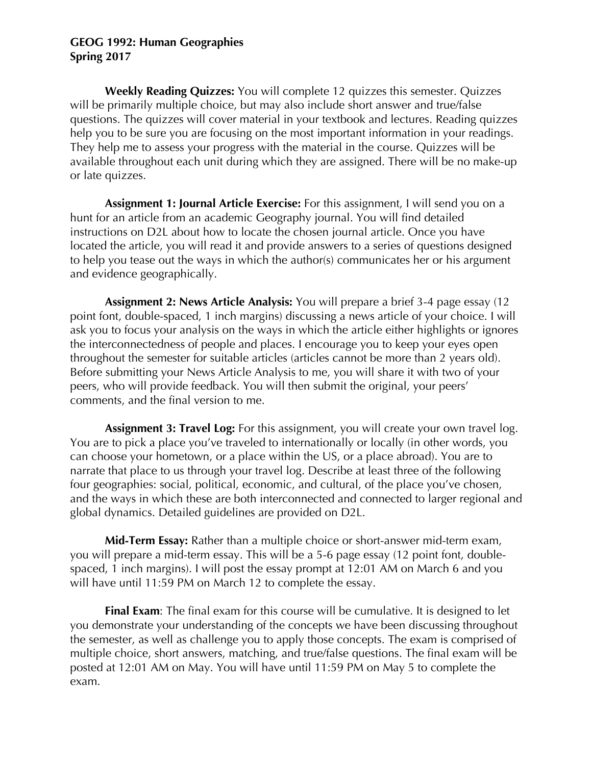**GEOG 1992: Human Geographies**
**Spring 2017**

**Weekly Reading Quizzes:** You will complete 12 quizzes this semester. Quizzes will be primarily multiple choice, but may also include short answer and true/false questions. The quizzes will cover material in your textbook and lectures. Reading quizzes help you to be sure you are focusing on the most important information in your readings. They help me to assess your progress with the material in the course. Quizzes will be available throughout each unit during which they are assigned. There will be no make-up or late quizzes.

**Assignment 1: Journal Article Exercise:** For this assignment, I will send you on a hunt for an article from an academic Geography journal. You will find detailed instructions on D2L about how to locate the chosen journal article. Once you have located the article, you will read it and provide answers to a series of questions designed to help you tease out the ways in which the author(s) communicates her or his argument and evidence geographically.

**Assignment 2: News Article Analysis:** You will prepare a brief 3-4 page essay (12 point font, double-spaced, 1 inch margins) discussing a news article of your choice. I will ask you to focus your analysis on the ways in which the article either highlights or ignores the interconnectedness of people and places. I encourage you to keep your eyes open throughout the semester for suitable articles (articles cannot be more than 2 years old). Before submitting your News Article Analysis to me, you will share it with two of your peers, who will provide feedback. You will then submit the original, your peers' comments, and the final version to me.

**Assignment 3: Travel Log:** For this assignment, you will create your own travel log. You are to pick a place you've traveled to internationally or locally (in other words, you can choose your hometown, or a place within the US, or a place abroad). You are to narrate that place to us through your travel log. Describe at least three of the following four geographies: social, political, economic, and cultural, of the place you've chosen, and the ways in which these are both interconnected and connected to larger regional and global dynamics. Detailed guidelines are provided on D2L.

**Mid-Term Essay:** Rather than a multiple choice or short-answer mid-term exam, you will prepare a mid-term essay. This will be a 5-6 page essay (12 point font, double-spaced, 1 inch margins). I will post the essay prompt at 12:01 AM on March 6 and you will have until 11:59 PM on March 12 to complete the essay.

**Final Exam**: The final exam for this course will be cumulative. It is designed to let you demonstrate your understanding of the concepts we have been discussing throughout the semester, as well as challenge you to apply those concepts. The exam is comprised of multiple choice, short answers, matching, and true/false questions. The final exam will be posted at 12:01 AM on May. You will have until 11:59 PM on May 5 to complete the exam.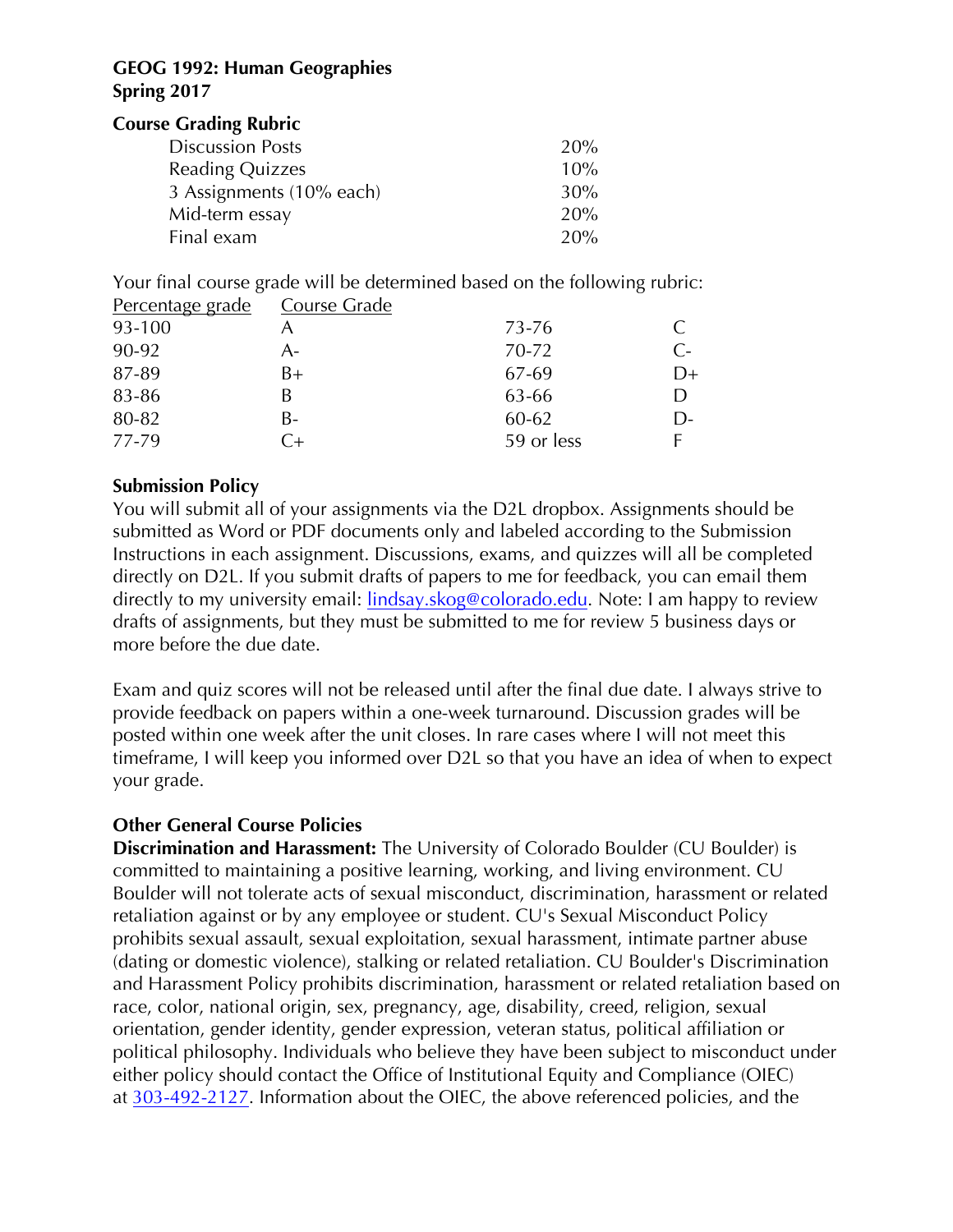**GEOG 1992: Human Geographies**
**Spring 2017**

**Course Grading Rubric**

| | |
|---|---|
| Discussion Posts | 20% |
| Reading Quizzes | 10% |
| 3 Assignments (10% each) | 30% |
| Mid-term essay | 20% |
| Final exam | 20% |

Your final course grade will be determined based on the following rubric:

| Percentage grade | Course Grade | | |
|---|---|---|---|
| 93-100 | A | 73-76 | C |
| 90-92 | A- | 70-72 | C- |
| 87-89 | B+ | 67-69 | D+ |
| 83-86 | B | 63-66 | D |
| 80-82 | B- | 60-62 | D- |
| 77-79 | C+ | 59 or less | F |

**Submission Policy**

You will submit all of your assignments via the D2L dropbox. Assignments should be submitted as Word or PDF documents only and labeled according to the Submission Instructions in each assignment. Discussions, exams, and quizzes will all be completed directly on D2L. If you submit drafts of papers to me for feedback, you can email them directly to my university email: lindsay.skog@colorado.edu. Note: I am happy to review drafts of assignments, but they must be submitted to me for review 5 business days or more before the due date.

Exam and quiz scores will not be released until after the final due date. I always strive to provide feedback on papers within a one-week turnaround. Discussion grades will be posted within one week after the unit closes. In rare cases where I will not meet this timeframe, I will keep you informed over D2L so that you have an idea of when to expect your grade.

**Other General Course Policies**

**Discrimination and Harassment:** The University of Colorado Boulder (CU Boulder) is committed to maintaining a positive learning, working, and living environment. CU Boulder will not tolerate acts of sexual misconduct, discrimination, harassment or related retaliation against or by any employee or student. CU's Sexual Misconduct Policy prohibits sexual assault, sexual exploitation, sexual harassment, intimate partner abuse (dating or domestic violence), stalking or related retaliation. CU Boulder's Discrimination and Harassment Policy prohibits discrimination, harassment or related retaliation based on race, color, national origin, sex, pregnancy, age, disability, creed, religion, sexual orientation, gender identity, gender expression, veteran status, political affiliation or political philosophy. Individuals who believe they have been subject to misconduct under either policy should contact the Office of Institutional Equity and Compliance (OIEC) at 303-492-2127. Information about the OIEC, the above referenced policies, and the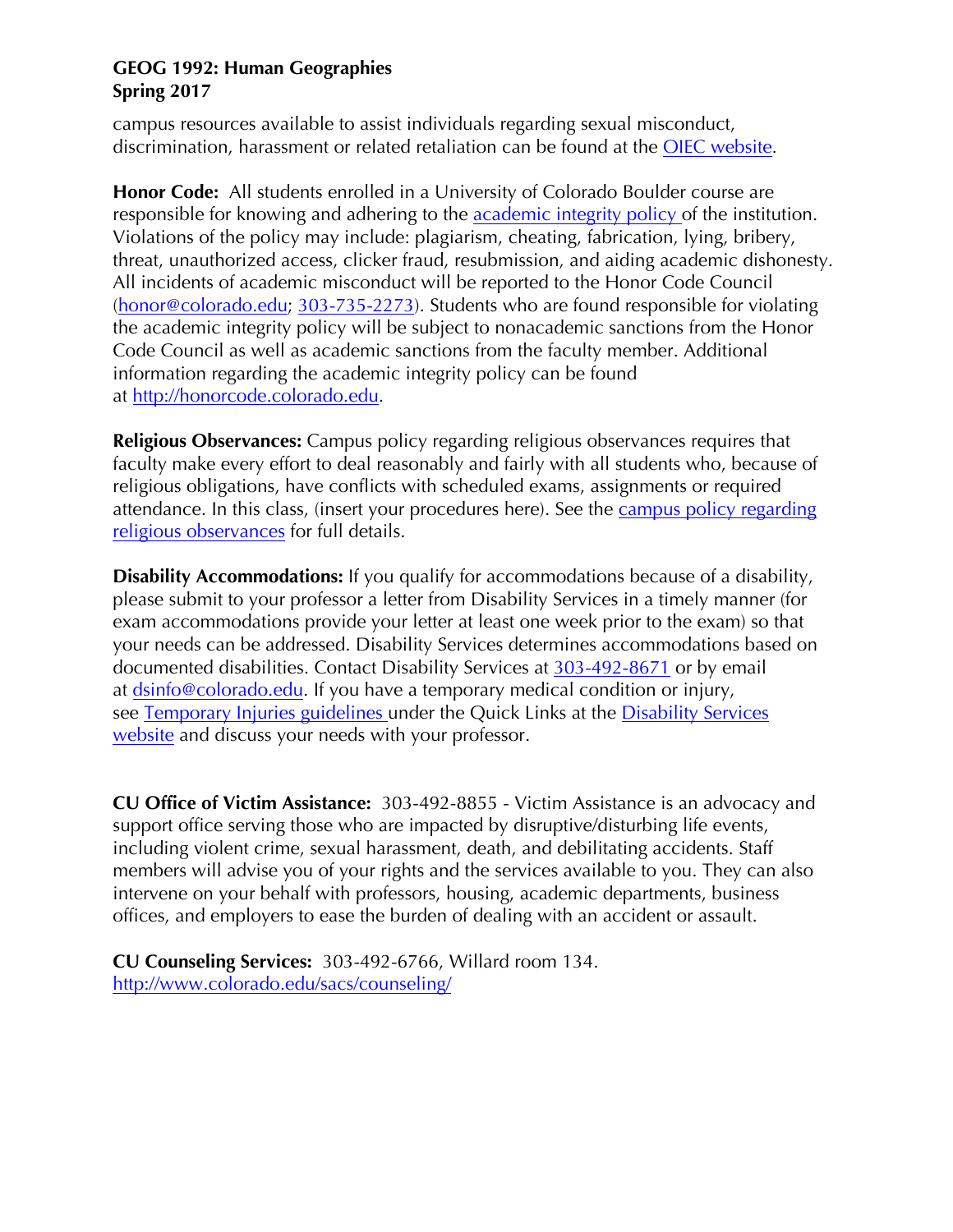campus resources available to assist individuals regarding sexual misconduct, discrimination, harassment or related retaliation can be found at the OIEC website.

**Honor Code:** All students enrolled in a University of Colorado Boulder course are responsible for knowing and adhering to the academic integrity policy of the institution. Violations of the policy may include: plagiarism, cheating, fabrication, lying, bribery, threat, unauthorized access, clicker fraud, resubmission, and aiding academic dishonesty. All incidents of academic misconduct will be reported to the Honor Code Council (honor@colorado.edu; 303-735-2273). Students who are found responsible for violating the academic integrity policy will be subject to nonacademic sanctions from the Honor Code Council as well as academic sanctions from the faculty member. Additional information regarding the academic integrity policy can be found at http://honorcode.colorado.edu.

**Religious Observances:** Campus policy regarding religious observances requires that faculty make every effort to deal reasonably and fairly with all students who, because of religious obligations, have conflicts with scheduled exams, assignments or required attendance. In this class, (insert your procedures here). See the campus policy regarding religious observances for full details.

**Disability Accommodations:** If you qualify for accommodations because of a disability, please submit to your professor a letter from Disability Services in a timely manner (for exam accommodations provide your letter at least one week prior to the exam) so that your needs can be addressed. Disability Services determines accommodations based on documented disabilities. Contact Disability Services at 303-492-8671 or by email at dsinfo@colorado.edu. If you have a temporary medical condition or injury, see Temporary Injuries guidelines under the Quick Links at the Disability Services website and discuss your needs with your professor.

**CU Office of Victim Assistance:** 303-492-8855 - Victim Assistance is an advocacy and support office serving those who are impacted by disruptive/disturbing life events, including violent crime, sexual harassment, death, and debilitating accidents. Staff members will advise you of your rights and the services available to you. They can also intervene on your behalf with professors, housing, academic departments, business offices, and employers to ease the burden of dealing with an accident or assault.

**CU Counseling Services:** 303-492-6766, Willard room 134.
http://www.colorado.edu/sacs/counseling/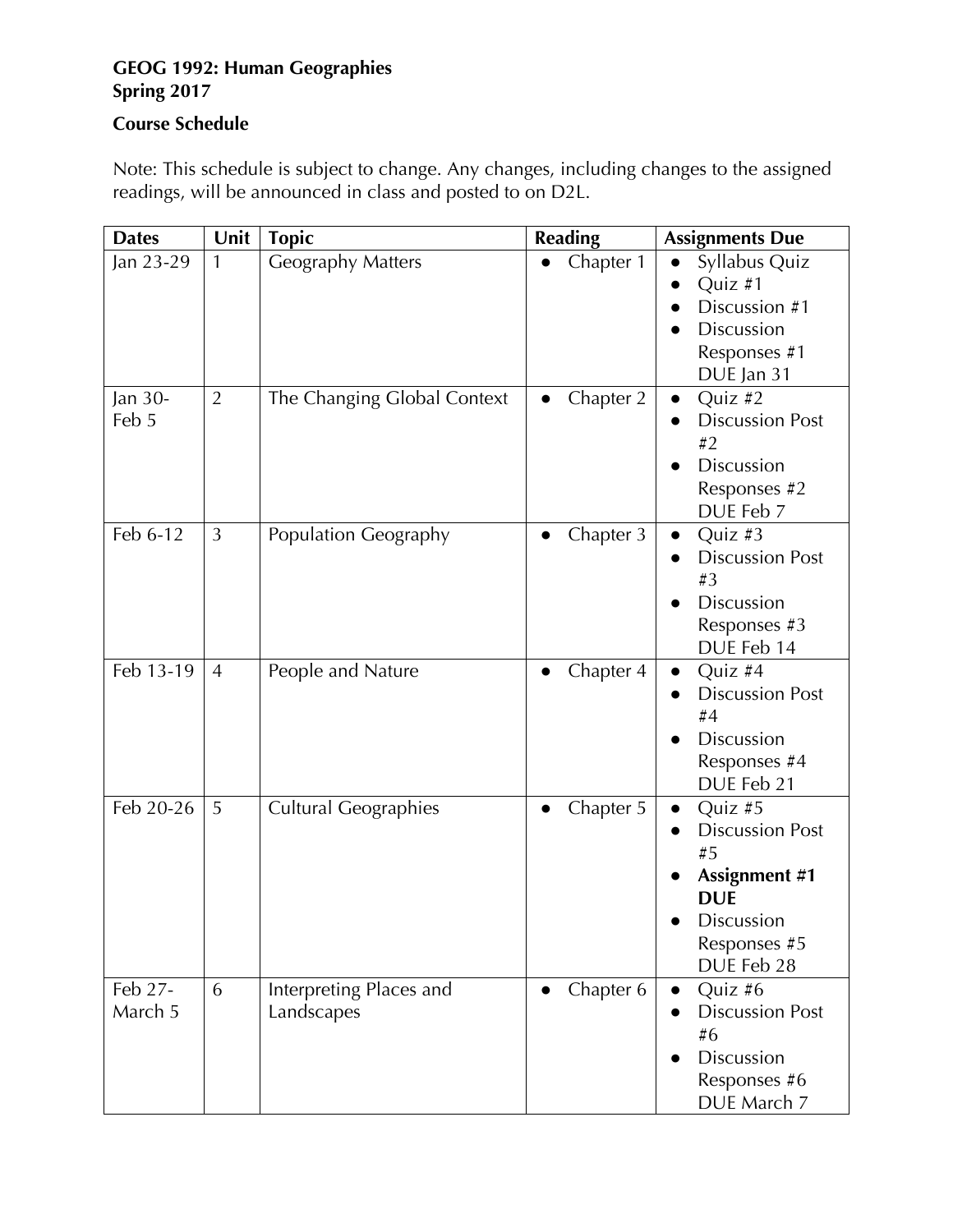**GEOG 1992: Human Geographies**
**Spring 2017**

**Course Schedule**

Note: This schedule is subject to change. Any changes, including changes to the assigned readings, will be announced in class and posted to on D2L.

| **Dates** | **Unit** | **Topic** | **Reading** | **Assignments Due** |
|---|---|---|---|---|
| Jan 23-29 | 1 | Geography Matters | • Chapter 1 | • Syllabus Quiz<br>• Quiz #1<br>• Discussion #1<br>• Discussion Responses #1 DUE Jan 31 |
| Jan 30-Feb 5 | 2 | The Changing Global Context | • Chapter 2 | • Quiz #2<br>• Discussion Post #2<br>• Discussion Responses #2 DUE Feb 7 |
| Feb 6-12 | 3 | Population Geography | • Chapter 3 | • Quiz #3<br>• Discussion Post #3<br>• Discussion Responses #3 DUE Feb 14 |
| Feb 13-19 | 4 | People and Nature | • Chapter 4 | • Quiz #4<br>• Discussion Post #4<br>• Discussion Responses #4 DUE Feb 21 |
| Feb 20-26 | 5 | Cultural Geographies | • Chapter 5 | • Quiz #5<br>• Discussion Post #5<br>• **Assignment #1 DUE**<br>• Discussion Responses #5 DUE Feb 28 |
| Feb 27-March 5 | 6 | Interpreting Places and Landscapes | • Chapter 6 | • Quiz #6<br>• Discussion Post #6<br>• Discussion Responses #6 DUE March 7 |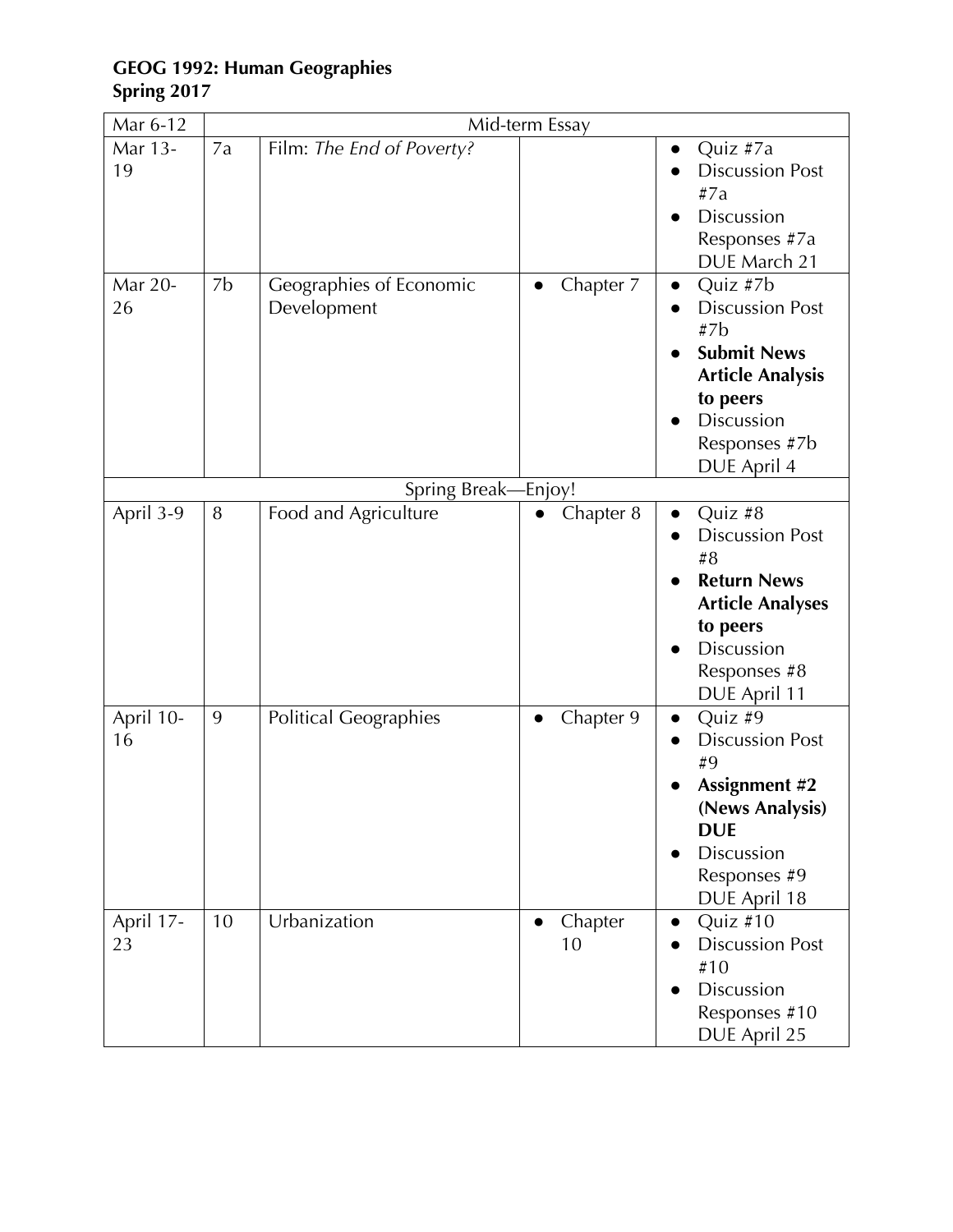**GEOG 1992: Human Geographies**
**Spring 2017**

| | | | | |
|---|---|---|---|---|
| Mar 6-12 | Mid-term Essay | | | |
| Mar 13-19 | 7a | Film: *The End of Poverty?* | | • Quiz #7a<br>• Discussion Post #7a<br>• Discussion Responses #7a DUE March 21 |
| Mar 20-26 | 7b | Geographies of Economic Development | • Chapter 7 | • Quiz #7b<br>• Discussion Post #7b<br>• **Submit News Article Analysis to peers**<br>• Discussion Responses #7b DUE April 4 |
| Spring Break—Enjoy! | | | | |
| April 3-9 | 8 | Food and Agriculture | • Chapter 8 | • Quiz #8<br>• Discussion Post #8<br>• **Return News Article Analyses to peers**<br>• Discussion Responses #8 DUE April 11 |
| April 10-16 | 9 | Political Geographies | • Chapter 9 | • Quiz #9<br>• Discussion Post #9<br>• **Assignment #2 (News Analysis) DUE**<br>• Discussion Responses #9 DUE April 18 |
| April 17-23 | 10 | Urbanization | • Chapter 10 | • Quiz #10<br>• Discussion Post #10<br>• Discussion Responses #10 DUE April 25 |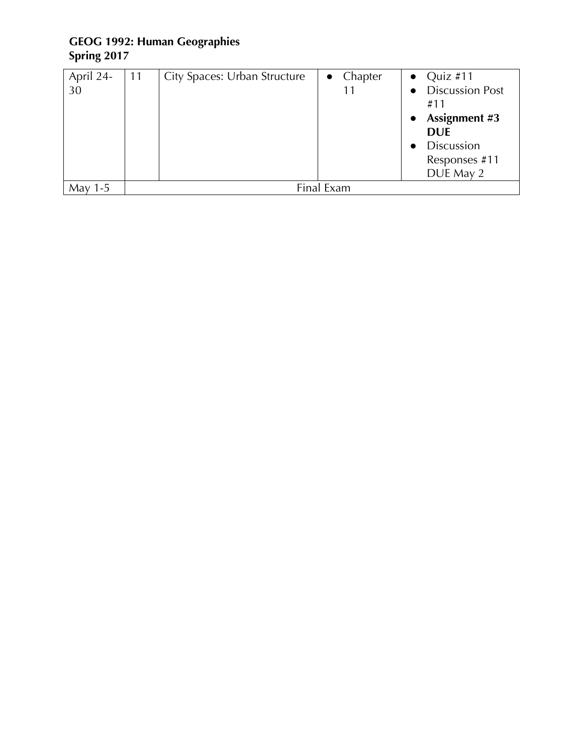**GEOG 1992: Human Geographies**
**Spring 2017**

| | | | | |
|---|---|---|---|---|
| April 24-30 | 11 | City Spaces: Urban Structure | • Chapter 11 | • Quiz #11<br>• Discussion Post #11<br>• **Assignment #3 DUE**<br>• Discussion Responses #11 DUE May 2 |
| May 1-5 | Final Exam | | | |